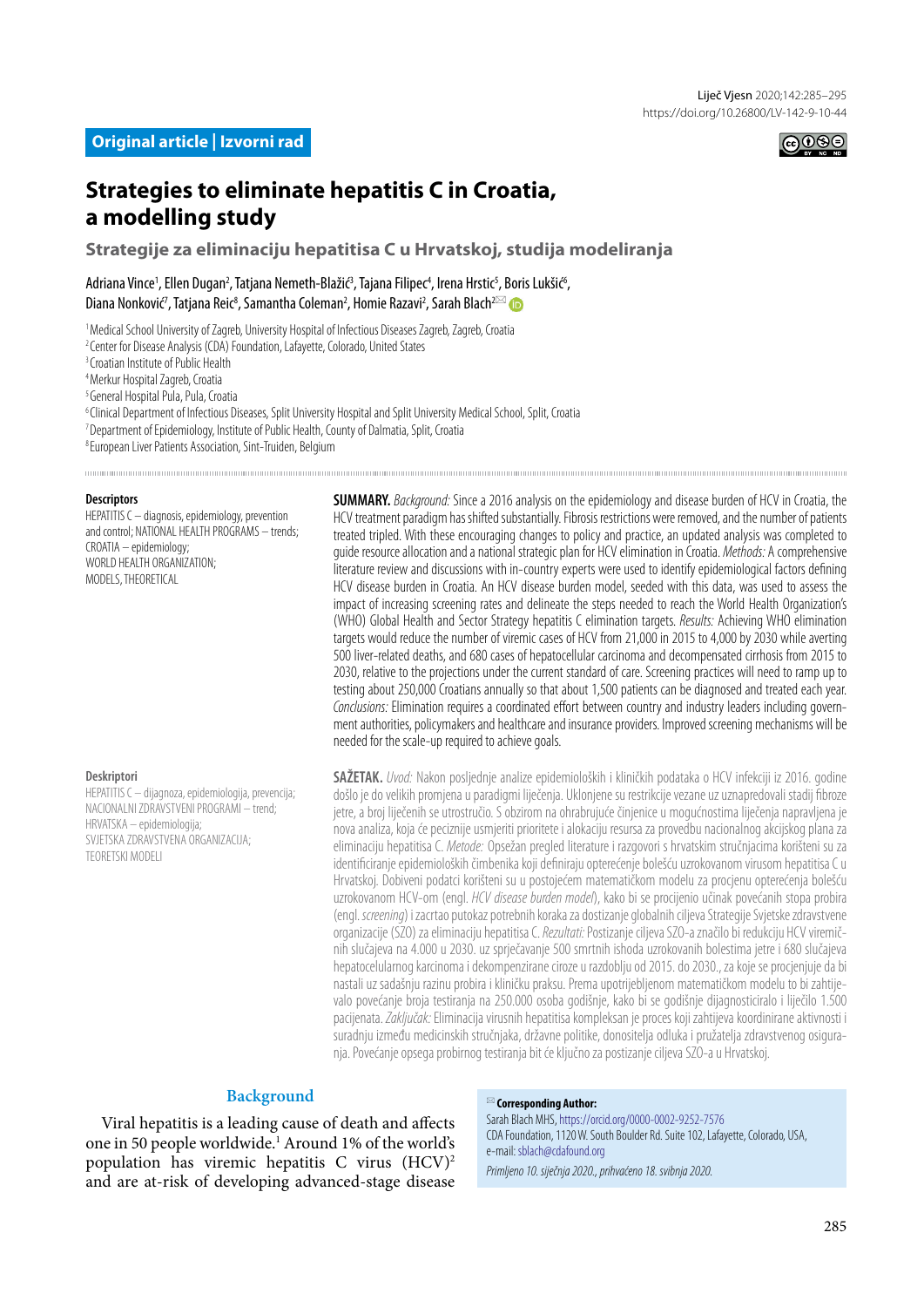Original article | Izvorni rad

# Strategies to eliminate hepatitis C in Croatia, a modelling study

## Strategije za eliminaciju hepatitisa C u Hrvatskoj, studija modeliranja

Adriana Vince[1], Ellen Dugan[2], Tatjana Nemeth-Blažić[3], Tajana Filipec[4], Irena Hrstic[5], Boris Lukšić[6], Diana Nonković[7], Tatjana Reic[8], Samantha Coleman[2], Homie Razavi[2], Sarah Blach[2]

[1] Medical School University of Zagreb, University Hospital of Infectious Diseases Zagreb, Zagreb, Croatia
[2] Center for Disease Analysis (CDA) Foundation, Lafayette, Colorado, United States
[3] Croatian Institute of Public Health
[4] Merkur Hospital Zagreb, Croatia
[5] General Hospital Pula, Pula, Croatia
[6] Clinical Department of Infectious Diseases, Split University Hospital and Split University Medical School, Split, Croatia
[7] Department of Epidemiology, Institute of Public Health, County of Dalmatia, Split, Croatia
[8] European Liver Patients Association, Sint-Truiden, Belgium

**Descriptors**
HEPATITIS C – diagnosis, epidemiology, prevention and control; NATIONAL HEALTH PROGRAMS – trends; CROATIA – epidemiology; WORLD HEALTH ORGANIZATION; MODELS, THEORETICAL

**SUMMARY.** *Background:* Since a 2016 analysis on the epidemiology and disease burden of HCV in Croatia, the HCV treatment paradigm has shifted substantially. Fibrosis restrictions were removed, and the number of patients treated tripled. With these encouraging changes to policy and practice, an updated analysis was completed to guide resource allocation and a national strategic plan for HCV elimination in Croatia. *Methods:* A comprehensive literature review and discussions with in-country experts were used to identify epidemiological factors defining HCV disease burden in Croatia. An HCV disease burden model, seeded with this data, was used to assess the impact of increasing screening rates and delineate the steps needed to reach the World Health Organization's (WHO) Global Health and Sector Strategy hepatitis C elimination targets. *Results:* Achieving WHO elimination targets would reduce the number of viremic cases of HCV from 21,000 in 2015 to 4,000 by 2030 while averting 500 liver-related deaths, and 680 cases of hepatocellular carcinoma and decompensated cirrhosis from 2015 to 2030, relative to the projections under the current standard of care. Screening practices will need to ramp up to testing about 250,000 Croatians annually so that about 1,500 patients can be diagnosed and treated each year. *Conclusions:* Elimination requires a coordinated effort between country and industry leaders including government authorities, policymakers and healthcare and insurance providers. Improved screening mechanisms will be needed for the scale-up required to achieve goals.

**Deskriptori**
HEPATITIS C – dijagnoza, epidemiologija, prevencija; NACIONALNI ZDRAVSTVENI PROGRAMI – trend; HRVATSKA – epidemiologija; SVJETSKA ZDRAVSTVENA ORGANIZACIJA; TEORETSKI MODELI

**SAŽETAK.** *Uvod:* Nakon posljednje analize epidemioloških i kliničkih podataka o HCV infekciji iz 2016. godine došlo je do velikih promjena u paradigmi liječenja. Uklonjene su restrikcije vezane uz uznapredovali stadij fibroze jetre, a broj liječenih se utrostručio. S obzirom na ohrabrujuće činjenice u mogućnostima liječenja napravljena je nova analiza, koja će peciznije usmjeriti prioritete i alokaciju resursa za provedbu nacionalnog akcijskog plana za eliminaciju hepatitisa C. *Metode:* Opsežan pregled literature i razgovori s hrvatskim stručnjacima korišteni su za identificiranje epidemioloških čimbenika koji definiraju opterećenje bolešću uzrokovanom virusom hepatitisa C u Hrvatskoj. Dobiveni podatci korišteni su u postojećem matematičkom modelu za procjenu opterećenja bolešću uzrokovanom HCV-om (engl. *HCV disease burden model*), kako bi se procijenio učinak povećanih stopa probira (engl. *screening*) i zacrtao putokaz potrebnih koraka za dostizanje globalnih ciljeva Strategije Svjetske zdravstvene organizacije (SZO) za eliminaciju hepatitisa C. *Rezultati:* Postizanje ciljeva SZO-a značilo bi redukciju HCV viremičnih slučajeva na 4.000 u 2030. uz sprječavanje 500 smrtnih ishoda uzrokovanih bolestima jetre i 680 slučajeva hepatocelularnog karcinoma i dekompenzirane ciroze u razdoblju od 2015. do 2030., za koje se procjenjuje da bi nastali uz sadašnju razinu probira i kliničku praksu. Prema upotrijebljenom matematičkom modelu to bi zahtijevalo povećanje broja testiranja na 250.000 osoba godišnje, kako bi se godišnje dijagnosticiralo i liječilo 1.500 pacijenata. *Zaključak:* Eliminacija virusnih hepatitisa kompleksan je proces koji zahtijeva koordinirane aktivnosti i suradnju između medicinskih stručnjaka, državne politike, donositelja odluka i pružatelja zdravstvenog osiguranja. Povećanje opsega probirnog testiranja bit će ključno za postizanje ciljeva SZO-a u Hrvatskoj.

## Background

Viral hepatitis is a leading cause of death and affects one in 50 people worldwide.[1] Around 1% of the world's population has viremic hepatitis C virus (HCV)[2] and are at-risk of developing advanced-stage disease

**Corresponding Author:**
Sarah Blach MHS, https://orcid.org/0000-0002-9252-7576
CDA Foundation, 1120 W. South Boulder Rd. Suite 102, Lafayette, Colorado, USA,
e-mail: sblach@cdafound.org

*Primljeno 10. siječnja 2020., prihvaćeno 18. svibnja 2020.*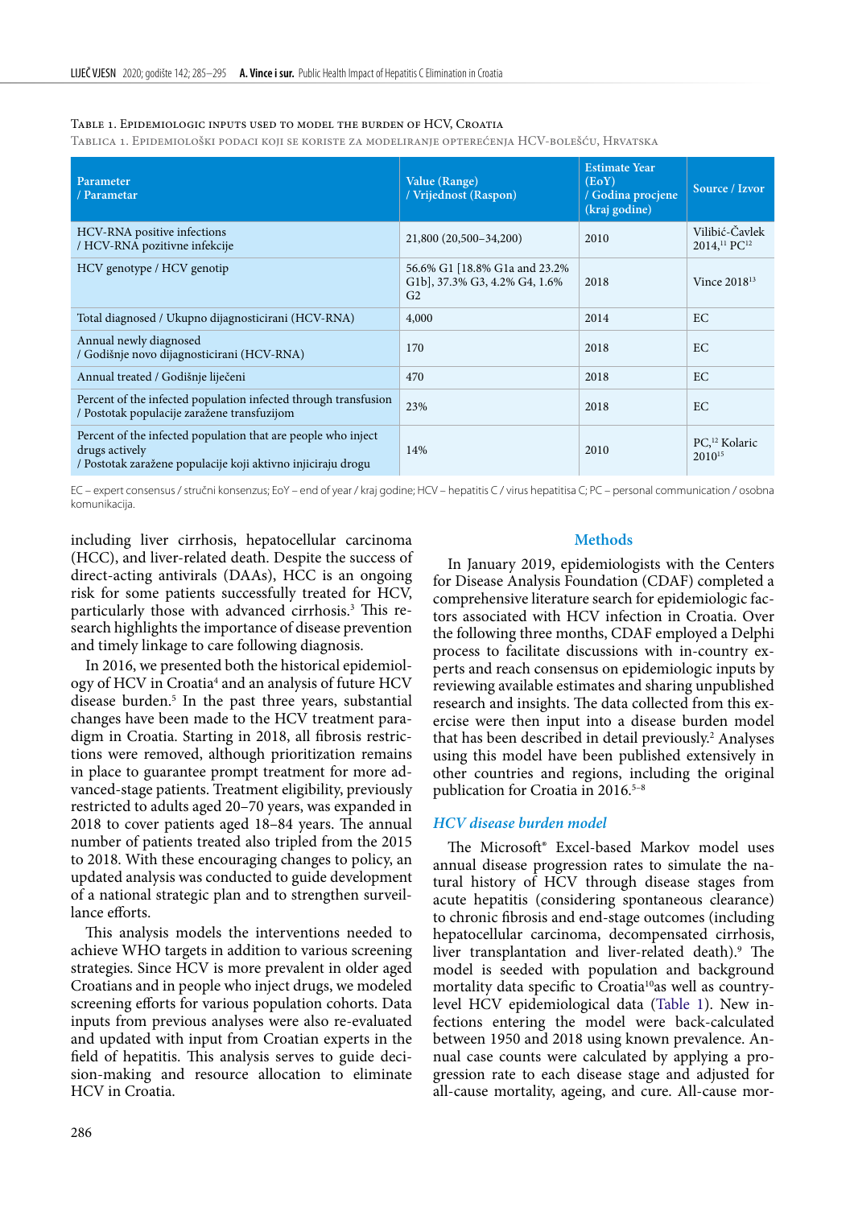Table 1. Epidemiologic inputs used to model the burden of HCV, Croatia
Tablica 1. Epidemiološki podaci koji se koriste za modeliranje opterećenja HCV-bolešću, Hrvatska

| Parameter / Parametar | Value (Range) / Vrijednost (Raspon) | Estimate Year (EoY) / Godina procjene (kraj godine) | Source / Izvor |
|---|---|---|---|
| HCV-RNA positive infections / HCV-RNA pozitivne infekcije | 21,800 (20,500–34,200) | 2010 | Vilibić-Čavlek 2014,[11] PC[12] |
| HCV genotype / HCV genotip | 56.6% G1 [18.8% G1a and 23.2% G1b], 37.3% G3, 4.2% G4, 1.6% G2 | 2018 | Vince 2018[13] |
| Total diagnosed / Ukupno dijagnosticirani (HCV-RNA) | 4,000 | 2014 | EC |
| Annual newly diagnosed / Godišnje novo dijagnosticirani (HCV-RNA) | 170 | 2018 | EC |
| Annual treated / Godišnje liječeni | 470 | 2018 | EC |
| Percent of the infected population infected through transfusion / Postotak populacije zaražene transfuzijom | 23% | 2018 | EC |
| Percent of the infected population that are people who inject drugs actively / Postotak zaražene populacije koji aktivno injiciraju drogu | 14% | 2010 | PC,[12] Kolaric 2010[15] |

EC – expert consensus / stručni konsenzus; EoY – end of year / kraj godine; HCV – hepatitis C / virus hepatitisa C; PC – personal communication / osobna komunikacija.

including liver cirrhosis, hepatocellular carcinoma (HCC), and liver-related death. Despite the success of direct-acting antivirals (DAAs), HCC is an ongoing risk for some patients successfully treated for HCV, particularly those with advanced cirrhosis.[3] This research highlights the importance of disease prevention and timely linkage to care following diagnosis.

In 2016, we presented both the historical epidemiology of HCV in Croatia[4] and an analysis of future HCV disease burden.[5] In the past three years, substantial changes have been made to the HCV treatment paradigm in Croatia. Starting in 2018, all fibrosis restrictions were removed, although prioritization remains in place to guarantee prompt treatment for more advanced-stage patients. Treatment eligibility, previously restricted to adults aged 20–70 years, was expanded in 2018 to cover patients aged 18–84 years. The annual number of patients treated also tripled from the 2015 to 2018. With these encouraging changes to policy, an updated analysis was conducted to guide development of a national strategic plan and to strengthen surveillance efforts.

This analysis models the interventions needed to achieve WHO targets in accordance to various screening strategies. Since HCV is more prevalent in older aged Croatians and in people who inject drugs, we modeled screening efforts for various population cohorts. Data inputs from previous analyses were also re-evaluated and updated with input from Croatian experts in the field of hepatitis. This analysis serves to guide decision-making and resource allocation to eliminate HCV in Croatia.

## Methods

In January 2019, epidemiologists with the Centers for Disease Analysis Foundation (CDAF) completed a comprehensive literature search for epidemiologic factors associated with HCV infection in Croatia. Over the following three months, CDAF employed a Delphi process to facilitate discussions with in-country experts and reach consensus on epidemiologic inputs by reviewing available estimates and sharing unpublished research and insights. The data collected from this exercise were then input into a disease burden model that has been described in detail previously.[2] Analyses using this model have been published extensively in other countries and regions, including the original publication for Croatia in 2016.[5–8]

### *HCV disease burden model*

The Microsoft® Excel-based Markov model uses annual disease progression rates to simulate the natural history of HCV through disease stages from acute hepatitis (considering spontaneous clearance) to chronic fibrosis and end-stage outcomes (including hepatocellular carcinoma, decompensated cirrhosis, liver transplantation and liver-related death).[9] The model is seeded with population and background mortality data specific to Croatia[10] as well as country-level HCV epidemiological data (Table 1). New infections entering the model were back-calculated between 1950 and 2018 using known prevalence. Annual case counts were calculated by applying a progression rate to each disease stage and adjusted for all-cause mortality, ageing, and cure. All-cause mor-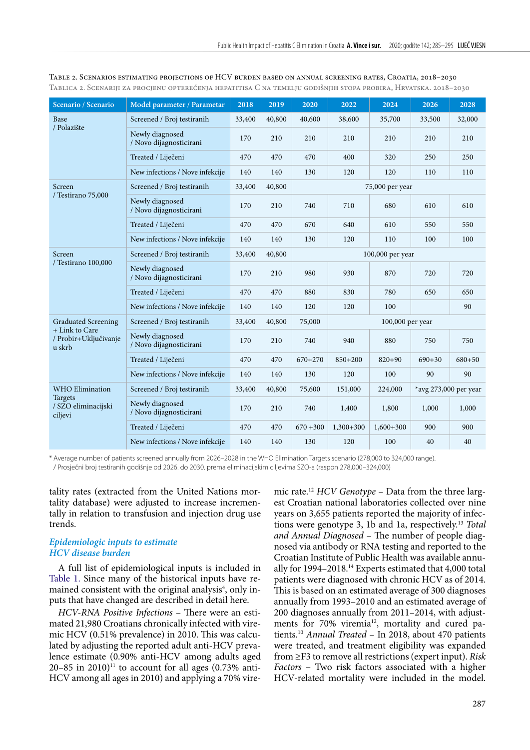TABLE 2. SCENARIOS ESTIMATING PROJECTIONS OF HCV BURDEN BASED ON ANNUAL SCREENING RATES, CROATIA, 2018–2030
TABLICA 2. SCENARIJI ZA PROCJENU OPTEREĆENJA HEPATITISA C NA TEMELJU GODIŠNJIH STOPA PROBIRA, HRVATSKA. 2018–2030

| Scenario / Scenario | Model parameter / Parametar | 2018 | 2019 | 2020 | 2022 | 2024 | 2026 | 2028 |
|---|---|---|---|---|---|---|---|---|
| Base / Polazište | Screened / Broj testiranih | 33,400 | 40,800 | 40,600 | 38,600 | 35,700 | 33,500 | 32,000 |
| | Newly diagnosed / Novo dijagnosticirani | 170 | 210 | 210 | 210 | 210 | 210 | 210 |
| | Treated / Liječeni | 470 | 470 | 470 | 400 | 320 | 250 | 250 |
| | New infections / Nove infekcije | 140 | 140 | 130 | 120 | 120 | 110 | 110 |
| Screen / Testirano 75,000 | Screened / Broj testiranih | 33,400 | 40,800 | 75,000 per year | | | | |
| | Newly diagnosed / Novo dijagnosticirani | 170 | 210 | 740 | 710 | 680 | 610 | 610 |
| | Treated / Liječeni | 470 | 470 | 670 | 640 | 610 | 550 | 550 |
| | New infections / Nove infekcije | 140 | 140 | 130 | 120 | 110 | 100 | 100 |
| Screen / Testirano 100,000 | Screened / Broj testiranih | 33,400 | 40,800 | 100,000 per year | | | | |
| | Newly diagnosed / Novo dijagnosticirani | 170 | 210 | 980 | 930 | 870 | 720 | 720 |
| | Treated / Liječeni | 470 | 470 | 880 | 830 | 780 | 650 | 650 |
| | New infections / Nove infekcije | 140 | 140 | 120 | 120 | 100 | | 90 |
| Graduated Screening + Link to Care / Probir+Uključivanje u skrb | Screened / Broj testiranih | 33,400 | 40,800 | 75,000 | 100,000 per year | | | |
| | Newly diagnosed / Novo dijagnosticirani | 170 | 210 | 740 | 940 | 880 | 750 | 750 |
| | Treated / Liječeni | 470 | 470 | 670+270 | 850+200 | 820+90 | 690+30 | 680+50 |
| | New infections / Nove infekcije | 140 | 140 | 130 | 120 | 100 | 90 | 90 |
| WHO Elimination Targets / SZO eliminacijski ciljevi | Screened / Broj testiranih | 33,400 | 40,800 | 75,600 | 151,000 | 224,000 | *avg 273,000 per year | |
| | Newly diagnosed / Novo dijagnosticirani | 170 | 210 | 740 | 1,400 | 1,800 | 1,000 | 1,000 |
| | Treated / Liječeni | 470 | 470 | 670 +300 | 1,300+300 | 1,600+300 | 900 | 900 |
| | New infections / Nove infekcije | 140 | 140 | 130 | 120 | 100 | 40 | 40 |

\* Average number of patients screened annually from 2026–2028 in the WHO Elimination Targets scenario (278,000 to 324,000 range).
/ Prosječni broj testiranih godišnje od 2026. do 2030. prema eliminacijskim ciljevima SZO-a (raspon 278,000–324,000)

tality rates (extracted from the United Nations mortality database) were adjusted to increase incrementally in relation to transfusion and injection drug use trends.

### *Epidemiologic inputs to estimate HCV disease burden*

A full list of epidemiological inputs is included in Table 1. Since many of the historical inputs have remained consistent with the original analysis[4], only inputs that have changed are described in detail here.

*HCV-RNA Positive Infections* – There were an estimated 21,980 Croatians chronically infected with viremic HCV (0.51% prevalence) in 2010. This was calculated by adjusting the reported adult anti-HCV prevalence estimate (0.90% anti-HCV among adults aged 20–85 in 2010)[11] to account for all ages (0.73% anti-HCV among all ages in 2010) and applying a 70% viremic rate.[12] *HCV Genotype* – Data from the three largest Croatian national laboratories collected over nine years on 3,655 patients reported the majority of infections were genotype 3, 1b and 1a, respectively.[13] *Total and Annual Diagnosed* – The number of people diagnosed via antibody or RNA testing and reported to the Croatian Institute of Public Health was available annually for 1994–2018.[14] Experts estimated that 4,000 total patients were diagnosed with chronic HCV as of 2014. This is based on an estimated average of 300 diagnoses annually from 1993–2010 and an estimated average of 200 diagnoses annually from 2011–2014, with adjustments for 70% viremia[12], mortality and cured patients.[10] *Annual Treated* – In 2018, about 470 patients were treated, and treatment eligibility was expanded from ≥F3 to remove all restrictions (expert input). *Risk Factors* – Two risk factors associated with a higher HCV-related mortality were included in the model.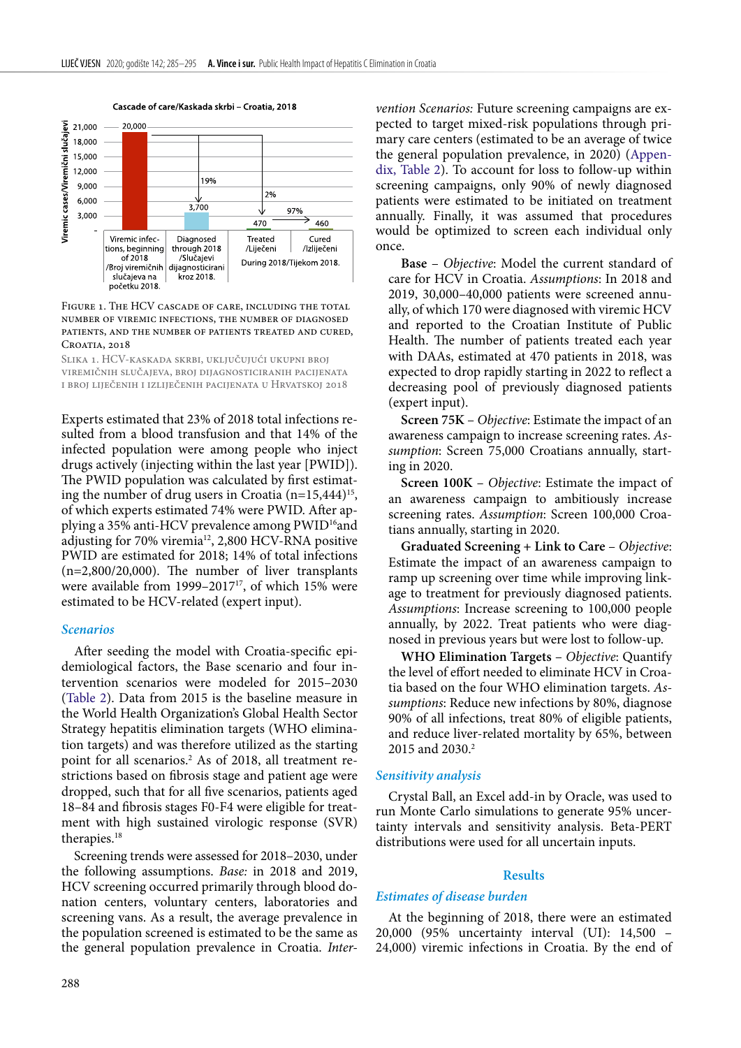Figure 1. The HCV cascade of care, including the total number of viremic infections, the number of diagnosed patients, and the number of patients treated and cured, Croatia, 2018

Slika 1. HCV-kaskada skrbi, uključujući ukupni broj viremičnih slučajeva, broj dijagnosticiranih pacijenata i broj liječenih i izliječenih pacijenata u Hrvatskoj 2018

Experts estimated that 23% of 2018 total infections resulted from a blood transfusion and that 14% of the infected population were among people who inject drugs actively (injecting within the last year [PWID]). The PWID population was calculated by first estimating the number of drug users in Croatia (n=15,444)[15], of which experts estimated 74% were PWID. After applying a 35% anti-HCV prevalence among PWID[16]and adjusting for 70% viremia[12], 2,800 HCV-RNA positive PWID are estimated for 2018; 14% of total infections (n=2,800/20,000). The number of liver transplants were available from 1999–2017[17], of which 15% were estimated to be HCV-related (expert input).

### Scenarios

After seeding the model with Croatia-specific epidemiological factors, the Base scenario and four intervention scenarios were modeled for 2015–2030 (Table 2). Data from 2015 is the baseline measure in the World Health Organization's Global Health Sector Strategy hepatitis elimination targets (WHO elimination targets) and was therefore utilized as the starting point for all scenarios.[2] As of 2018, all treatment restrictions based on fibrosis stage and patient age were dropped, such that for all five scenarios, patients aged 18–84 and fibrosis stages F0-F4 were eligible for treatment with high sustained virologic response (SVR) therapies.[18]

Screening trends were assessed for 2018–2030, under the following assumptions. *Base:* in 2018 and 2019, HCV screening occurred primarily through blood donation centers, voluntary centers, laboratories and screening vans. As a result, the average prevalence in the population screened is estimated to be the same as the general population prevalence in Croatia. *Intervention Scenarios:* Future screening campaigns are expected to target mixed-risk populations through primary care centers (estimated to be an average of twice the general population prevalence, in 2020) (Appendix, Table 2). To account for loss to follow-up within screening campaigns, only 90% of newly diagnosed patients were estimated to be initiated on treatment annually. Finally, it was assumed that procedures would be optimized to screen each individual only once.

**Base** – *Objective*: Model the current standard of care for HCV in Croatia. *Assumptions*: In 2018 and 2019, 30,000–40,000 patients were screened annually, of which 170 were diagnosed with viremic HCV and reported to the Croatian Institute of Public Health. The number of patients treated each year with DAAs, estimated at 470 patients in 2018, was expected to drop rapidly starting in 2022 to reflect a decreasing pool of previously diagnosed patients (expert input).

**Screen 75K** – *Objective*: Estimate the impact of an awareness campaign to increase screening rates. *Assumption*: Screen 75,000 Croatians annually, starting in 2020.

**Screen 100K** – *Objective*: Estimate the impact of an awareness campaign to ambitiously increase screening rates. *Assumption*: Screen 100,000 Croatians annually, starting in 2020.

**Graduated Screening + Link to Care** – *Objective*: Estimate the impact of an awareness campaign to ramp up screening over time while improving linkage to treatment for previously diagnosed patients. *Assumptions*: Increase screening to 100,000 people annually, by 2022. Treat patients who were diagnosed in previous years but were lost to follow-up.

**WHO Elimination Targets** – *Objective*: Quantify the level of effort needed to eliminate HCV in Croatia based on the four WHO elimination targets. *Assumptions*: Reduce new infections by 80%, diagnose 90% of all infections, treat 80% of eligible patients, and reduce liver-related mortality by 65%, between 2015 and 2030.[2]

### Sensitivity analysis

Crystal Ball, an Excel add-in by Oracle, was used to run Monte Carlo simulations to generate 95% uncertainty intervals and sensitivity analysis. Beta-PERT distributions were used for all uncertain inputs.

## Results

### Estimates of disease burden

At the beginning of 2018, there were an estimated 20,000 (95% uncertainty interval (UI): 14,500 – 24,000) viremic infections in Croatia. By the end of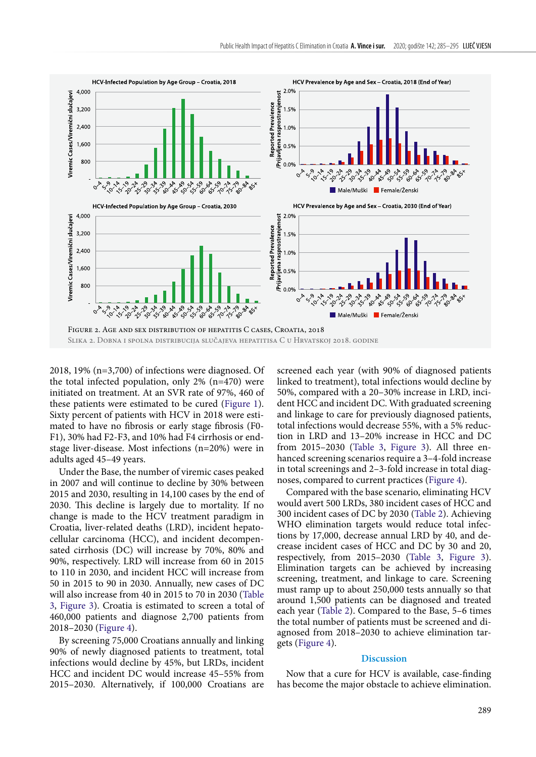FIGURE 2. AGE AND SEX DISTRIBUTION OF HEPATITIS C CASES, CROATIA, 2018

SLIKA 2. DOBNA I SPOLNA DISTRIBUCIJA SLUČAJEVA HEPATITISA C U HRVATSKOJ 2018. GODINE

2018, 19% (n=3,700) of infections were diagnosed. Of the total infected population, only 2% (n=470) were initiated on treatment. At an SVR rate of 97%, 460 of these patients were estimated to be cured (Figure 1). Sixty percent of patients with HCV in 2018 were estimated to have no fibrosis or early stage fibrosis (F0-F1), 30% had F2-F3, and 10% had F4 cirrhosis or end-stage liver-disease. Most infections (n=20%) were in adults aged 45–49 years.

Under the Base, the number of viremic cases peaked in 2007 and will continue to decline by 30% between 2015 and 2030, resulting in 14,100 cases by the end of 2030. This decline is largely due to mortality. If no change is made to the HCV treatment paradigm in Croatia, liver-related deaths (LRD), incident hepatocellular carcinoma (HCC), and incident decompensated cirrhosis (DC) will increase by 70%, 80% and 90%, respectively. LRD will increase from 60 in 2015 to 110 in 2030, and incident HCC will increase from 50 in 2015 to 90 in 2030. Annually, new cases of DC will also increase from 40 in 2015 to 70 in 2030 (Table 3, Figure 3). Croatia is estimated to screen a total of 460,000 patients and diagnose 2,700 patients from 2018–2030 (Figure 4).

By screening 75,000 Croatians annually and linking 90% of newly diagnosed patients to treatment, total infections would decline by 45%, but LRDs, incident HCC and incident DC would increase 45–55% from 2015–2030. Alternatively, if 100,000 Croatians are screened each year (with 90% of diagnosed patients linked to treatment), total infections would decline by 50%, compared with a 20–30% increase in LRD, incident HCC and incident DC. With graduated screening and linkage to care for previously diagnosed patients, total infections would decrease 55%, with a 5% reduction in LRD and 13–20% increase in HCC and DC from 2015–2030 (Table 3, Figure 3). All three enhanced screening scenarios require a 3–4-fold increase in total screenings and 2–3-fold increase in total diagnoses, compared to current practices (Figure 4).

Compared with the base scenario, eliminating HCV would avert 500 LRDs, 380 incident cases of HCC and 300 incident cases of DC by 2030 (Table 2). Achieving WHO elimination targets would reduce total infections by 17,000, decrease annual LRD by 40, and decrease incident cases of HCC and DC by 30 and 20, respectively, from 2015–2030 (Table 3, Figure 3). Elimination targets can be achieved by increasing screening, treatment, and linkage to care. Screening must ramp up to about 250,000 tests annually so that around 1,500 patients can be diagnosed and treated each year (Table 2). Compared to the Base, 5–6 times the total number of patients must be screened and diagnosed from 2018–2030 to achieve elimination targets (Figure 4).

## Discussion

Now that a cure for HCV is available, case-finding has become the major obstacle to achieve elimination.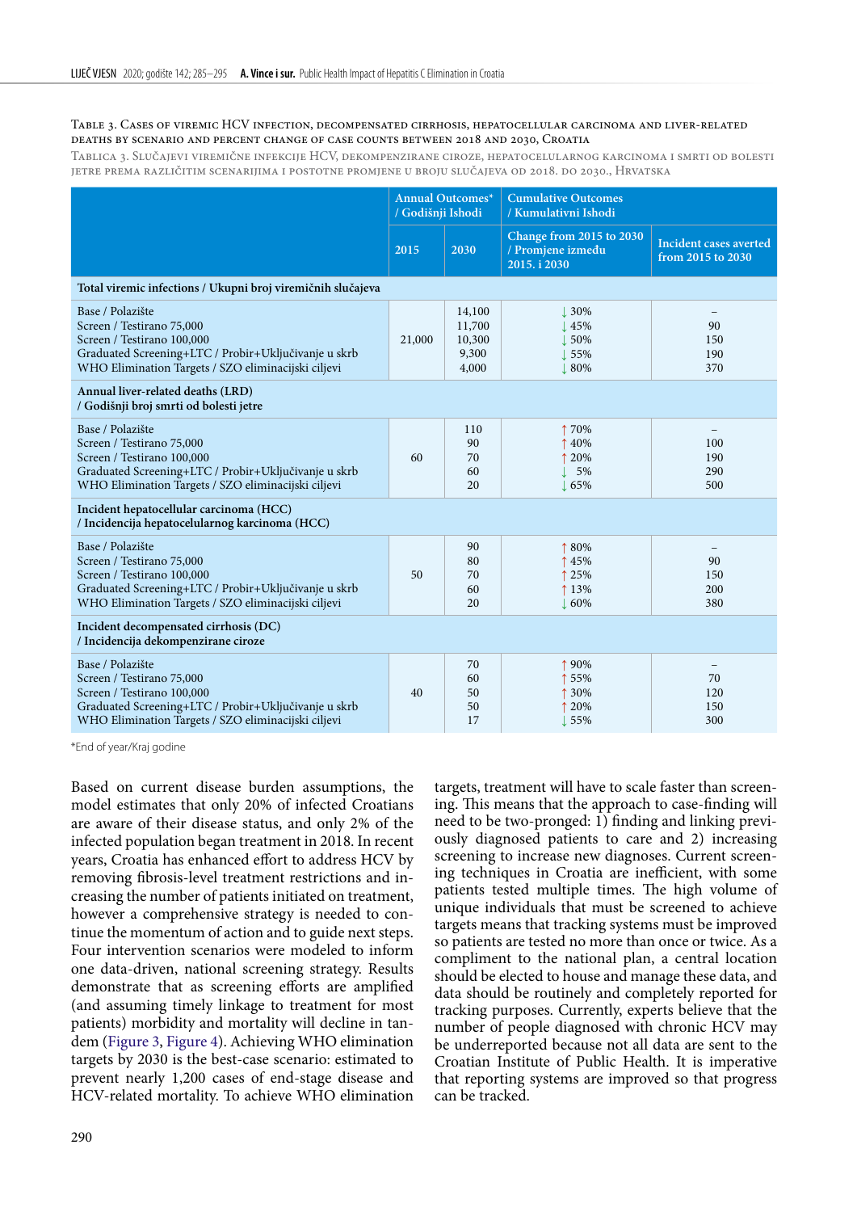Table 3. Cases of viremic HCV infection, decompensated cirrhosis, hepatocellular carcinoma and liver-related deaths by scenario and percent change of case counts between 2018 and 2030, Croatia

Tablica 3. Slučajevi viremične infekcije HCV, dekompenzirane ciroze, hepatocelularnog karcinoma i smrti od bolesti jetre prema različitim scenarijima i postotne promjene u broju slučajeva od 2018. do 2030., Hrvatska

| | Annual Outcomes* / Godišnji Ishodi | | Cumulative Outcomes / Kumulativni Ishodi | |
|---|---|---|---|---|
| | 2015 | 2030 | Change from 2015 to 2030 / Promjene između 2015. i 2030 | Incident cases averted from 2015 to 2030 |
| **Total viremic infections / Ukupni broj viremičnih slučajeva** | | | | |
| Base / Polazište | 21,000 | 14,100 | ↓ 30% | – |
| Screen / Testirano 75,000 | | 11,700 | ↓ 45% | 90 |
| Screen / Testirano 100,000 | | 10,300 | ↓ 50% | 150 |
| Graduated Screening+LTC / Probir+Uključivanje u skrb | | 9,300 | ↓ 55% | 190 |
| WHO Elimination Targets / SZO eliminacijski ciljevi | | 4,000 | ↓ 80% | 370 |
| **Annual liver-related deaths (LRD) / Godišnji broj smrti od bolesti jetre** | | | | |
| Base / Polazište | 60 | 110 | ↑ 70% | – |
| Screen / Testirano 75,000 | | 90 | ↑ 40% | 100 |
| Screen / Testirano 100,000 | | 70 | ↑ 20% | 190 |
| Graduated Screening+LTC / Probir+Uključivanje u skrb | | 60 | ↓ 5% | 290 |
| WHO Elimination Targets / SZO eliminacijski ciljevi | | 20 | ↓ 65% | 500 |
| **Incident hepatocellular carcinoma (HCC) / Incidencija hepatocelularnog karcinoma (HCC)** | | | | |
| Base / Polazište | 50 | 90 | ↑ 80% | – |
| Screen / Testirano 75,000 | | 80 | ↑ 45% | 90 |
| Screen / Testirano 100,000 | | 70 | ↑ 25% | 150 |
| Graduated Screening+LTC / Probir+Uključivanje u skrb | | 60 | ↑ 13% | 200 |
| WHO Elimination Targets / SZO eliminacijski ciljevi | | 20 | ↓ 60% | 380 |
| **Incident decompensated cirrhosis (DC) / Incidencija dekompenzirane ciroze** | | | | |
| Base / Polazište | 40 | 70 | ↑ 90% | – |
| Screen / Testirano 75,000 | | 60 | ↑ 55% | 70 |
| Screen / Testirano 100,000 | | 50 | ↑ 30% | 120 |
| Graduated Screening+LTC / Probir+Uključivanje u skrb | | 50 | ↑ 20% | 150 |
| WHO Elimination Targets / SZO eliminacijski ciljevi | | 17 | ↓ 55% | 300 |

*End of year/Kraj godine

Based on current disease burden assumptions, the model estimates that only 20% of infected Croatians are aware of their disease status, and only 2% of the infected population began treatment in 2018. In recent years, Croatia has enhanced effort to address HCV by removing fibrosis-level treatment restrictions and increasing the number of patients initiated on treatment, however a comprehensive strategy is needed to continue the momentum of action and to guide next steps. Four intervention scenarios were modeled to inform one data-driven, national screening strategy. Results demonstrate that as screening efforts are amplified (and assuming timely linkage to treatment for most patients) morbidity and mortality will decline in tandem (Figure 3, Figure 4). Achieving WHO elimination targets by 2030 is the best-case scenario: estimated to prevent nearly 1,200 cases of end-stage disease and HCV-related mortality. To achieve WHO elimination targets, treatment will have to scale faster than screening. This means that the approach to case-finding will need to be two-pronged: 1) finding and linking previously diagnosed patients to care and 2) increasing screening to increase new diagnoses. Current screening techniques in Croatia are inefficient, with some patients tested multiple times. The high volume of unique individuals that must be screened to achieve targets means that tracking systems must be improved so patients are tested no more than once or twice. As a compliment to the national plan, a central location should be elected to house and manage these data, and data should be routinely and completely reported for tracking purposes. Currently, experts believe that the number of people diagnosed with chronic HCV may be underreported because not all data are sent to the Croatian Institute of Public Health. It is imperative that reporting systems are improved so that progress can be tracked.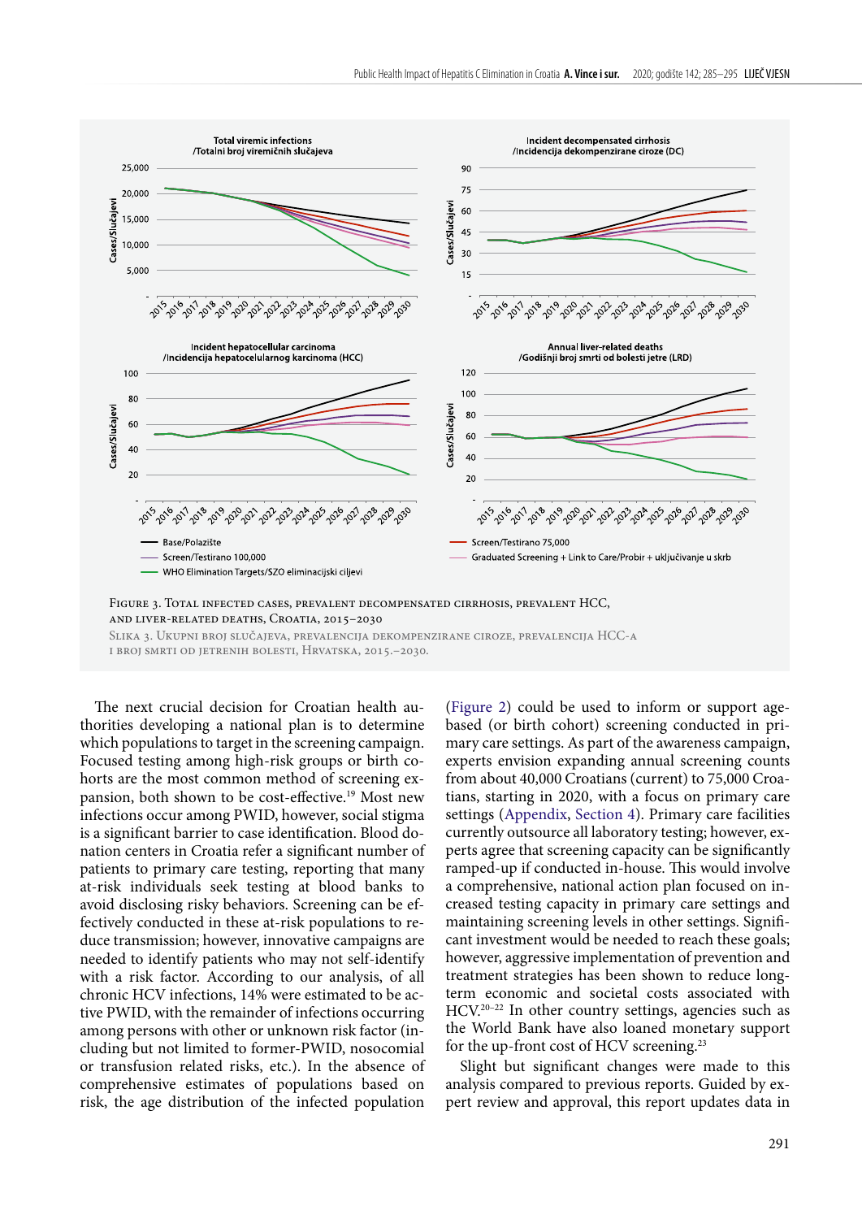FIGURE 3. TOTAL INFECTED CASES, PREVALENT DECOMPENSATED CIRRHOSIS, PREVALENT HCC, AND LIVER-RELATED DEATHS, CROATIA, 2015–2030

SLIKA 3. UKUPNI BROJ SLUČAJEVA, PREVALENCIJA DEKOMPENZIRANE CIROZE, PREVALENCIJA HCC-A I BROJ SMRTI OD JETRENIH BOLESTI, HRVATSKA, 2015.–2030.

The next crucial decision for Croatian health authorities developing a national plan is to determine which populations to target in the screening campaign. Focused testing among high-risk groups or birth cohorts are the most common method of screening expansion, both shown to be cost-effective.[19] Most new infections occur among PWID, however, social stigma is a significant barrier to case identification. Blood donation centers in Croatia refer a significant number of patients to primary care facilities, reporting that many at-risk individuals seek testing at blood banks to avoid disclosing risky behaviors. Screening can be effectively conducted in these at-risk populations to reduce transmission; however, innovative campaigns are needed to identify patients who may not self-identify with a risk factor. According to our analysis, of all chronic HCV infections, 14% were estimated to be active PWID, with the remainder of infections occurring among persons with other or unknown risk factor (including but not limited to former-PWID, nosocomial or transfusion related risks, etc.). In the absence of comprehensive estimates of populations based on risk, the age distribution of the infected population (Figure 2) could be used to inform or support age-based (or birth cohort) screening conducted in primary care settings. As part of the awareness campaign, experts envision expanding annual screening counts from about 40,000 Croatians (current) to 75,000 Croatians, starting in 2020, with a focus on primary care settings (Appendix, Section 4). Primary care facilities currently outsource all laboratory testing; however, experts agree that screening capacity can be significantly ramped-up if conducted in-house. This would involve a comprehensive, national action plan focused on increased testing capacity in primary care settings and maintaining screening levels in other settings. Significant investment would be needed to reach these goals; however, aggressive implementation of prevention and treatment strategies has been shown to reduce long-term economic and societal costs associated with HCV.[20–22] In other country settings, agencies such as the World Bank have also loaned monetary support for the up-front cost of HCV screening.[23]

Slight but significant changes were made to this analysis compared to previous reports. Guided by expert review and approval, this report updates data in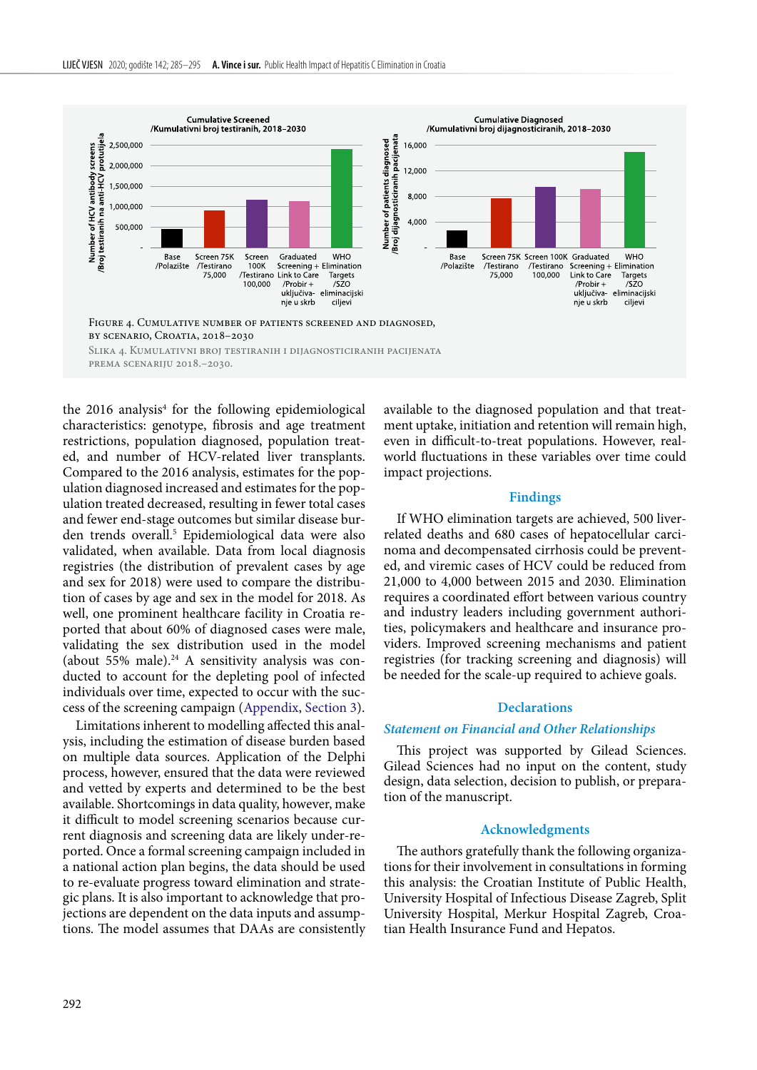Figure 4. Cumulative number of patients screened and diagnosed, by scenario, Croatia, 2018–2030

Slika 4. Kumulativni broj testiranih i dijagnosticiranih pacijenata prema scenariju 2018.–2030.

the 2016 analysis[4] for the following epidemiological characteristics: genotype, fibrosis and age treatment restrictions, population diagnosed, population treated, and number of HCV-related liver transplants. Compared to the 2016 analysis, estimates for the population diagnosed increased and estimates for the population treated decreased, resulting in fewer total cases and fewer end-stage outcomes but similar disease burden trends overall.[5] Epidemiological data were also validated, when available. Data from local diagnosis registries (the distribution of prevalent cases by age and sex for 2018) were used to compare the distribution of cases by age and sex in the model for 2018. As well, one prominent healthcare facility in Croatia reported that about 60% of diagnosed cases were male, validating the sex distribution used in the model (about 55% male).[24] A sensitivity analysis was conducted to account for the depleting pool of infected individuals over time, expected to occur with the success of the screening campaign (Appendix, Section 3).

Limitations inherent to modelling affected this analysis, including the estimation of disease burden based on multiple data sources. Application of the Delphi process, however, ensured that the data were reviewed and vetted by experts and determined to be the best available. Shortcomings in data quality, however, make it difficult to model screening scenarios because current diagnosis and screening data are likely under-reported. Once a formal screening campaign included in a national action plan begins, the data should be used to re-evaluate progress toward elimination and strategic plans. It is also important to acknowledge that projections are dependent on the data inputs and assumptions. The model assumes that DAAs are consistently available to the diagnosed population and that treatment uptake, initiation and retention will remain high, even in difficult-to-treat populations. However, real-world fluctuations in these variables over time could impact projections.

## Findings

If WHO elimination targets are achieved, 500 liver-related deaths and 680 cases of hepatocellular carcinoma and decompensated cirrhosis could be prevented, and viremic cases of HCV could be reduced from 21,000 to 4,000 between 2015 and 2030. Elimination requires a coordinated effort between various country and industry leaders including government authorities, policymakers and healthcare and insurance providers. Improved screening mechanisms and patient registries (for tracking screening and diagnosis) will be needed for the scale-up required to achieve goals.

## Declarations

### *Statement on Financial and Other Relationships*

This project was supported by Gilead Sciences. Gilead Sciences had no input on the content, study design, data selection, decision to publish, or preparation of the manuscript.

## Acknowledgments

The authors gratefully thank the following organizations for their involvement in consultations in forming this analysis: the Croatian Institute of Public Health, University Hospital of Infectious Disease Zagreb, Split University Hospital, Merkur Hospital Zagreb, Croatian Health Insurance Fund and Hepatos.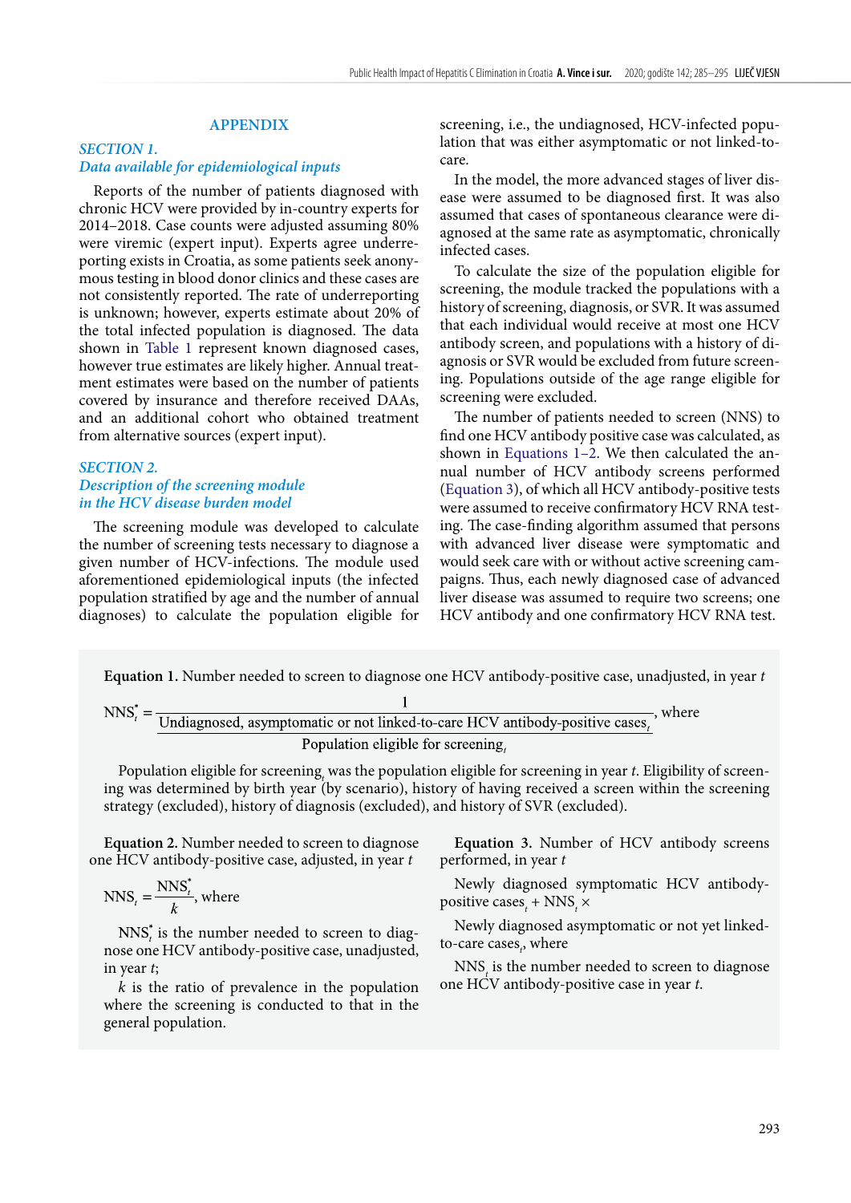## APPENDIX

### *SECTION 1. Data available for epidemiological inputs*

Reports of the number of patients diagnosed with chronic HCV were provided by in-country experts for 2014–2018. Case counts were adjusted assuming 80% were viremic (expert input). Experts agree underreporting exists in Croatia, as some patients seek anonymous testing in blood donor clinics and these cases are not consistently reported. The rate of underreporting is unknown; however, experts estimate about 20% of the total infected population is diagnosed. The data shown in Table 1 represent known diagnosed cases, however true estimates are likely higher. Annual treatment estimates were based on the number of patients covered by insurance and therefore received DAAs, and an additional cohort who obtained treatment from alternative sources (expert input).

### *SECTION 2. Description of the screening module in the HCV disease burden model*

The screening module was developed to calculate the number of screening tests necessary to diagnose a given number of HCV-infections. The module used aforementioned epidemiological inputs (the infected population stratified by age and the number of annual diagnoses) to calculate the population eligible for screening, i.e., the undiagnosed, HCV-infected population that was either asymptomatic or not linked-to-care.

In the model, the more advanced stages of liver disease were assumed to be diagnosed first. It was also assumed that cases of spontaneous clearance were diagnosed at the same rate as asymptomatic, chronically infected cases.

To calculate the size of the population eligible for screening, the module tracked the populations with a history of screening, diagnosis, or SVR. It was assumed that each individual would receive at most one HCV antibody screen, and populations with a history of diagnosis or SVR would be excluded from future screening. Populations outside of the age range eligible for screening were excluded.

The number of patients needed to screen (NNS) to find one HCV antibody positive case was calculated, as shown in Equations 1–2. We then calculated the annual number of HCV antibody screens performed (Equation 3), of which all HCV antibody-positive tests were assumed to receive confirmatory HCV RNA testing. The case-finding algorithm assumed that persons with advanced liver disease were symptomatic and would seek care with or without active screening campaigns. Thus, each newly diagnosed case of advanced liver disease was assumed to require two screens; one HCV antibody and one confirmatory HCV RNA test.

**Equation 1.** Number needed to screen to diagnose one HCV antibody-positive case, unadjusted, in year $t$

$$NNS_t^* = \frac{1}{\dfrac{\text{Undiagnosed, asymptomatic or not linked-to-care HCV antibody-positive cases}_t}{\text{Population eligible for screening}_t}}, \text{ where}$$

Population eligible for screening$_t$ was the population eligible for screening in year $t$. Eligibility of screening was determined by birth year (by scenario), history of having received a screen within the screening strategy (excluded), history of diagnosis (excluded), and history of SVR (excluded).

**Equation 2.** Number needed to screen to diagnose one HCV antibody-positive case, adjusted, in year $t$

$$NNS_t = \frac{NNS_t^*}{k}, \text{ where}$$

$NNS_t^*$ is the number needed to screen to diagnose one HCV antibody-positive case, unadjusted, in year $t$;

$k$ is the ratio of prevalence in the population where the screening is conducted to that in the general population.

**Equation 3.** Number of HCV antibody screens performed, in year $t$

Newly diagnosed symptomatic HCV antibody-positive cases$_t$ + $NNS_t$ ×

Newly diagnosed asymptomatic or not yet linked-to-care cases$_t$, where

$NNS_t$ is the number needed to screen to diagnose one HCV antibody-positive case in year $t$.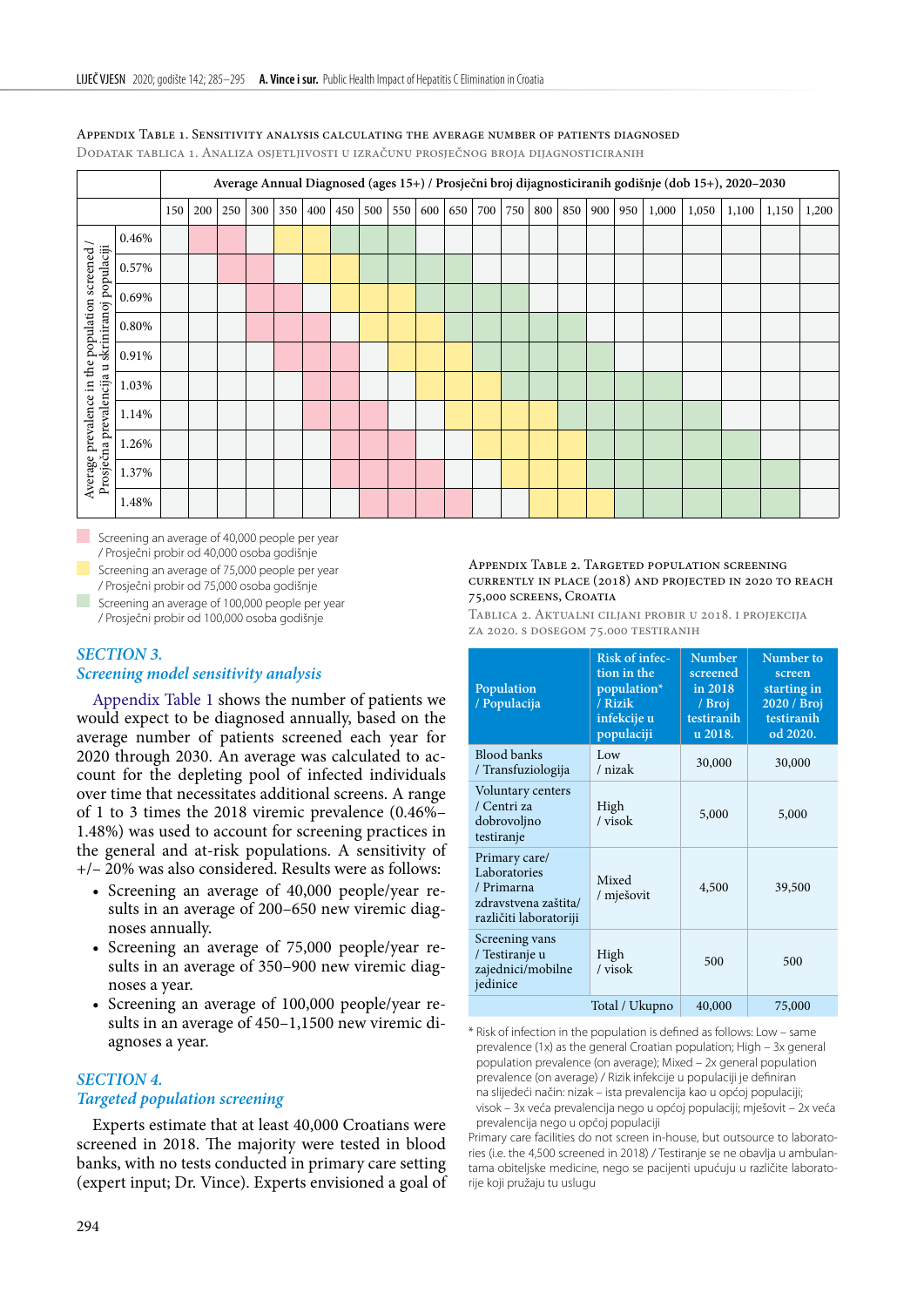Appendix Table 1. Sensitivity analysis calculating the average number of patients diagnosed

Dodatak tablica 1. Analiza osjetljivosti u izračunu prosječnog broja dijagnosticiranih

| Average prevalence in the population screened / Prosječna prevalencija u skriniranoj populaciji | Average Annual Diagnosed (ages 15+) / Prosječni broj dijagnosticiranih godišnje (dob 15+), 2020–2030 | | | | | | | | | | | | | | | | | | | | |
|---|---|---|---|---|---|---|---|---|---|---|---|---|---|---|---|---|---|---|---|---|---|
| | 150 | 200 | 250 | 300 | 350 | 400 | 450 | 500 | 550 | 600 | 650 | 700 | 750 | 800 | 850 | 900 | 950 | 1,000 | 1,050 | 1,100 | 1,150 | 1,200 |
| 0.46% | | | | | | | | | | | | | | | | | | | | | | |
| 0.57% | | | | | | | | | | | | | | | | | | | | | | |
| 0.69% | | | | | | | | | | | | | | | | | | | | | | |
| 0.80% | | | | | | | | | | | | | | | | | | | | | | |
| 0.91% | | | | | | | | | | | | | | | | | | | | | | |
| 1.03% | | | | | | | | | | | | | | | | | | | | | | |
| 1.14% | | | | | | | | | | | | | | | | | | | | | | |
| 1.26% | | | | | | | | | | | | | | | | | | | | | | |
| 1.37% | | | | | | | | | | | | | | | | | | | | | | |
| 1.48% | | | | | | | | | | | | | | | | | | | | | | |

Screening an average of 40,000 people per year / Prosječni probir od 40,000 osoba godišnje

Screening an average of 75,000 people per year / Prosječni probir od 75,000 osoba godišnje

Screening an average of 100,000 people per year / Prosječni probir od 100,000 osoba godišnje

## *SECTION 3.*
## *Screening model sensitivity analysis*

Appendix Table 1 shows the number of patients we would expect to be diagnosed annually, based on the average number of patients screened each year for 2020 through 2030. An average was calculated to account for the depleting pool of infected individuals over time that necessitates additional screens. A range of 1 to 3 times the 2018 viremic prevalence (0.46%–1.48%) was used to account for screening practices in the general and at-risk populations. A sensitivity of +/– 20% was also considered. Results were as follows:

- Screening an average of 40,000 people/year results in an average of 200–650 new viremic diagnoses annually.
- Screening an average of 75,000 people/year results in an average of 350–900 new viremic diagnoses a year.
- Screening an average of 100,000 people/year results in an average of 450–1,1500 new viremic diagnoses a year.

## *SECTION 4.*
## *Targeted population screening*

Experts estimate that at least 40,000 Croatians were screened in 2018. The majority were tested in blood banks, with no tests conducted in primary care setting (expert input; Dr. Vince). Experts envisioned a goal of

Appendix Table 2. Targeted population screening currently in place (2018) and projected in 2020 to reach 75,000 screens, Croatia

Tablica 2. Aktualni ciljani probir u 2018. i projekcija za 2020. s dosegom 75.000 testiranih

| Population / Populacija | Risk of infection in the population* / Rizik infekcije u populaciji | Number screened in 2018 / Broj testiranih u 2018. | Number to screen starting in 2020 / Broj testiranih od 2020. |
|---|---|---|---|
| Blood banks / Transfuziologija | Low / nizak | 30,000 | 30,000 |
| Voluntary centers / Centri za dobrovoljno testiranje | High / visok | 5,000 | 5,000 |
| Primary care/ Laboratories / Primarna zdravstvena zaštita/ različiti laboratoriji | Mixed / mješovit | 4,500 | 39,500 |
| Screening vans / Testiranje u zajednici/mobilne jedinice | High / visok | 500 | 500 |
| | Total / Ukupno | 40,000 | 75,000 |

* Risk of infection in the population is defined as follows: Low – same prevalence (1x) as the general Croatian population; High – 3x general population prevalence (on average); Mixed – 2x general population prevalence (on average) / Rizik infekcije u populaciji je definiran na slijedeći način: nizak – ista prevalencija kao u općoj populaciji; visok – 3x veća prevalencija nego u općoj populaciji; mješovit – 2x veća prevalencija nego u općoj populaciji

Primary care facilities do not screen in-house, but outsource to laboratories (i.e. the 4,500 screened in 2018) / Testiranje se ne obavlja u ambulantama obiteljske medicine, nego se pacijenti upućuju u različite laboratorije koji pružaju tu uslugu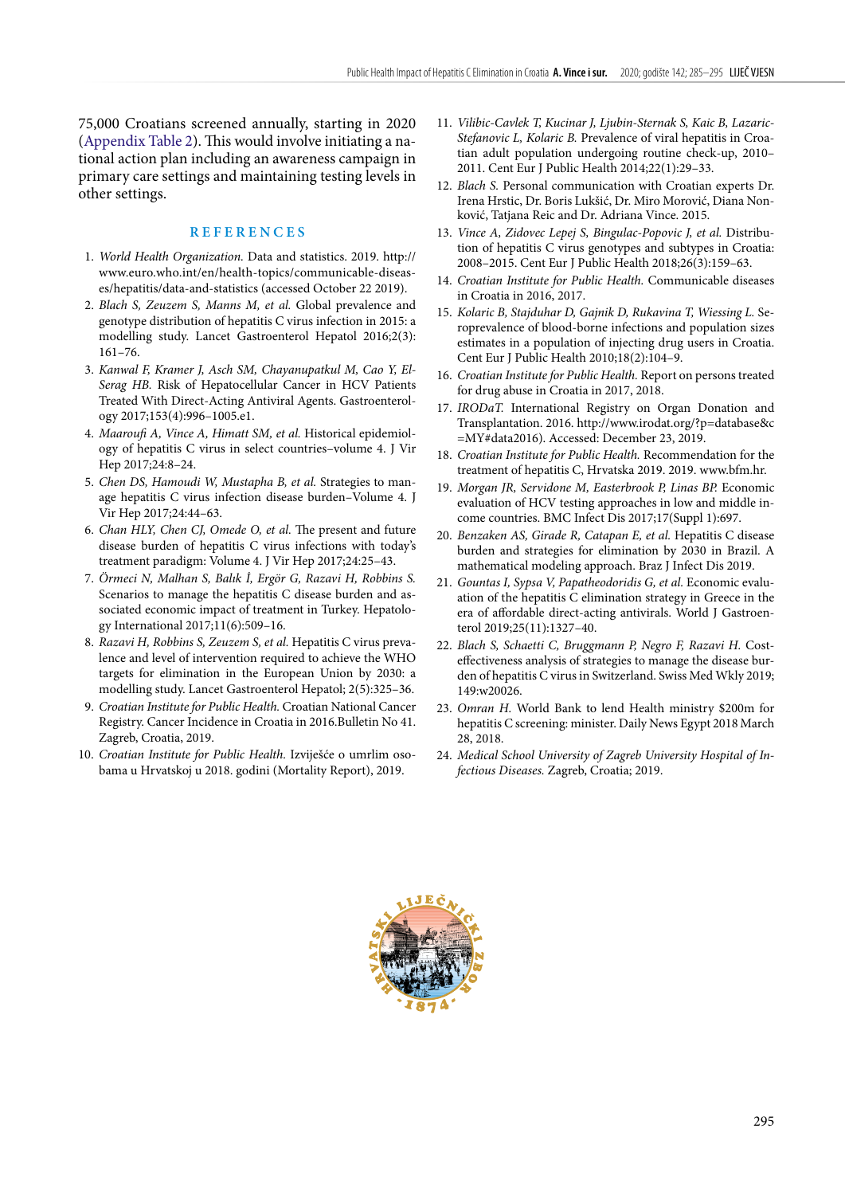75,000 Croatians screened annually, starting in 2020 (Appendix Table 2). This would involve initiating a national action plan including an awareness campaign in primary care settings and maintaining testing levels in other settings.

## REFERENCES

1. *World Health Organization.* Data and statistics. 2019. http://www.euro.who.int/en/health-topics/communicable-diseases/hepatitis/data-and-statistics (accessed October 22 2019).
2. *Blach S, Zeuzem S, Manns M, et al.* Global prevalence and genotype distribution of hepatitis C virus infection in 2015: a modelling study. Lancet Gastroenterol Hepatol 2016;2(3):161–76.
3. *Kanwal F, Kramer J, Asch SM, Chayanupatkul M, Cao Y, El-Serag HB.* Risk of Hepatocellular Cancer in HCV Patients Treated With Direct-Acting Antiviral Agents. Gastroenterology 2017;153(4):996–1005.e1.
4. *Maaroufi A, Vince A, Himatt SM, et al.* Historical epidemiology of hepatitis C virus in select countries–volume 4. J Vir Hep 2017;24:8–24.
5. *Chen DS, Hamoudi W, Mustapha B, et al.* Strategies to manage hepatitis C virus infection disease burden–Volume 4. J Vir Hep 2017;24:44–63.
6. *Chan HLY, Chen CJ, Omede O, et al.* The present and future disease burden of hepatitis C virus infections with today's treatment paradigm: Volume 4. J Vir Hep 2017;24:25–43.
7. *Örmeci N, Malhan S, Balık İ, Ergör G, Razavi H, Robbins S.* Scenarios to manage the hepatitis C disease burden and associated economic impact of treatment in Turkey. Hepatology International 2017;11(6):509–16.
8. *Razavi H, Robbins S, Zeuzem S, et al.* Hepatitis C virus prevalence and level of intervention required to achieve the WHO targets for elimination in the European Union by 2030: a modelling study. Lancet Gastroenterol Hepatol; 2(5):325–36.
9. *Croatian Institute for Public Health.* Croatian National Cancer Registry. Cancer Incidence in Croatia in 2016.Bulletin No 41. Zagreb, Croatia, 2019.
10. *Croatian Institute for Public Health.* Izvješće o umrlim osobama u Hrvatskoj u 2018. godini (Mortality Report), 2019.
11. *Vilibic-Cavlek T, Kucinar J, Ljubin-Sternak S, Kaic B, Lazaric-Stefanovic L, Kolaric B.* Prevalence of viral hepatitis in Croatian adult population undergoing routine check-up, 2010–2011. Cent Eur J Public Health 2014;22(1):29–33.
12. *Blach S.* Personal communication with Croatian experts Dr. Irena Hrstic, Dr. Boris Lukšić, Dr. Miro Morović, Diana Nonković, Tatjana Reic and Dr. Adriana Vince. 2015.
13. *Vince A, Zidovec Lepej S, Bingulac-Popovic J, et al.* Distribution of hepatitis C virus genotypes and subtypes in Croatia: 2008–2015. Cent Eur J Public Health 2018;26(3):159–63.
14. *Croatian Institute for Public Health.* Communicable diseases in Croatia in 2016, 2017.
15. *Kolaric B, Stajduhar D, Gajnik D, Rukavina T, Wiessing L.* Seroprevalence of blood-borne infections and population sizes estimates in a population of injecting drug users in Croatia. Cent Eur J Public Health 2010;18(2):104–9.
16. *Croatian Institute for Public Health.* Report on persons treated for drug abuse in Croatia in 2017, 2018.
17. *IRODaT.* International Registry on Organ Donation and Transplantation. 2016. http://www.irodat.org/?p=database&c=MY#data2016). Accessed: December 23, 2019.
18. *Croatian Institute for Public Health.* Recommendation for the treatment of hepatitis C, Hrvatska 2019. 2019. www.bfm.hr.
19. *Morgan JR, Servidone M, Easterbrook P, Linas BP.* Economic evaluation of HCV testing approaches in low and middle income countries. BMC Infect Dis 2017;17(Suppl 1):697.
20. *Benzaken AS, Girade R, Catapan E, et al.* Hepatitis C disease burden and strategies for elimination by 2030 in Brazil. A mathematical modeling approach. Braz J Infect Dis 2019.
21. *Gountas I, Sypsa V, Papatheodoridis G, et al.* Economic evaluation of the hepatitis C elimination strategy in Greece in the era of affordable direct-acting antivirals. World J Gastroenterol 2019;25(11):1327–40.
22. *Blach S, Schaetti C, Bruggmann P, Negro F, Razavi H.* Cost-effectiveness analysis of strategies to manage the disease burden of hepatitis C virus in Switzerland. Swiss Med Wkly 2019; 149:w20026.
23. *Omran H.* World Bank to lend Health ministry $200m for hepatitis C screening: minister. Daily News Egypt 2018 March 28, 2018.
24. *Medical School University of Zagreb University Hospital of Infectious Diseases.* Zagreb, Croatia; 2019.